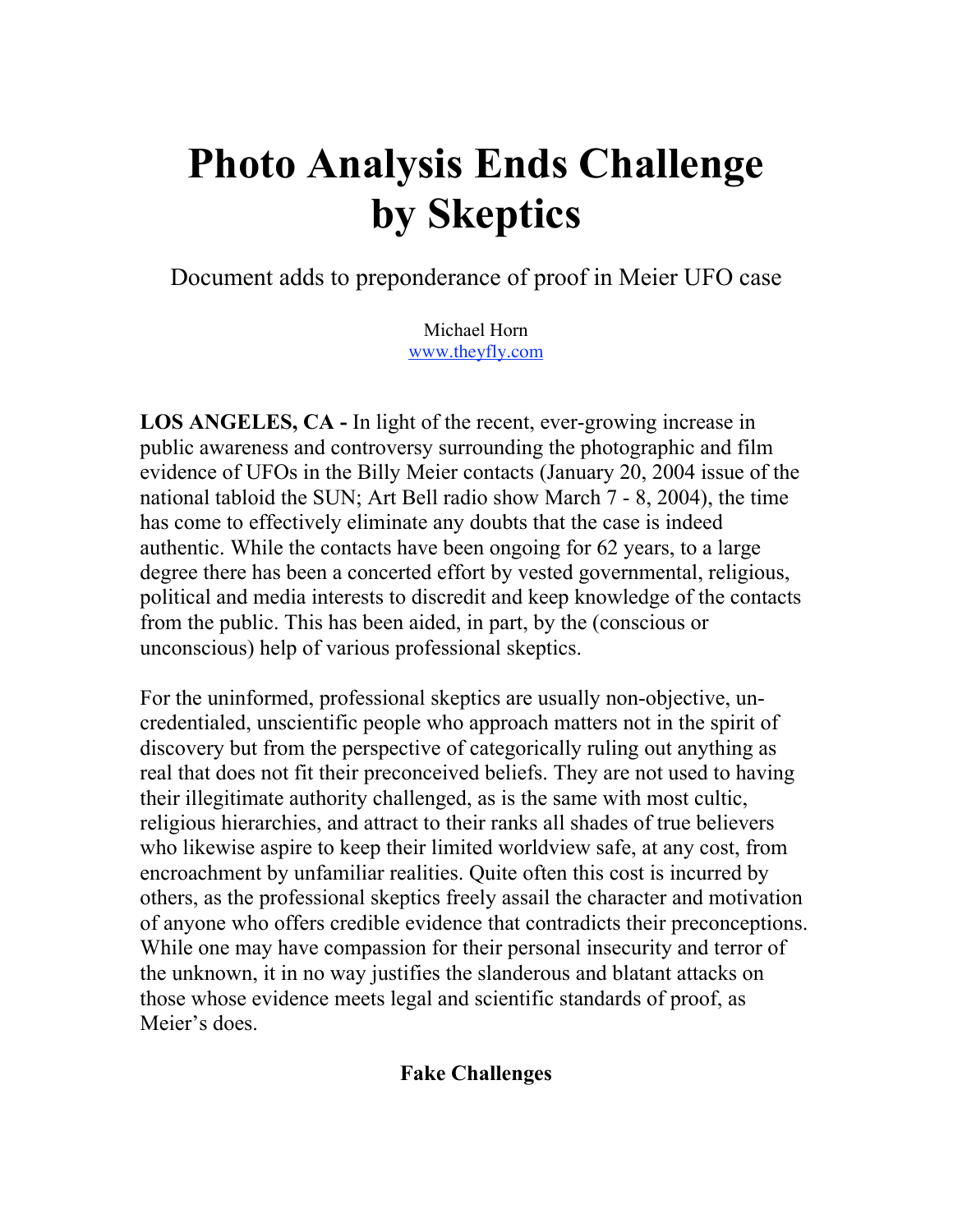# Photo Analysis Ends Challenge by Skeptics

Document adds to preponderance of proof in Meier UFO case

Michael Horn
www.theyfly.com

**LOS ANGELES, CA -** In light of the recent, ever-growing increase in public awareness and controversy surrounding the photographic and film evidence of UFOs in the Billy Meier contacts (January 20, 2004 issue of the national tabloid the SUN; Art Bell radio show March 7 - 8, 2004), the time has come to effectively eliminate any doubts that the case is indeed authentic. While the contacts have been ongoing for 62 years, to a large degree there has been a concerted effort by vested governmental, religious, political and media interests to discredit and keep knowledge of the contacts from the public. This has been aided, in part, by the (conscious or unconscious) help of various professional skeptics.

For the uninformed, professional skeptics are usually non-objective, un-credentialed, unscientific people who approach matters not in the spirit of discovery but from the perspective of categorically ruling out anything as real that does not fit their preconceived beliefs. They are not used to having their illegitimate authority challenged, as is the same with most cultic, religious hierarchies, and attract to their ranks all shades of true believers who likewise aspire to keep their limited worldview safe, at any cost, from encroachment by unfamiliar realities. Quite often this cost is incurred by others, as the professional skeptics freely assail the character and motivation of anyone who offers credible evidence that contradicts their preconceptions. While one may have compassion for their personal insecurity and terror of the unknown, it in no way justifies the slanderous and blatant attacks on those whose evidence meets legal and scientific standards of proof, as Meier's does.

## Fake Challenges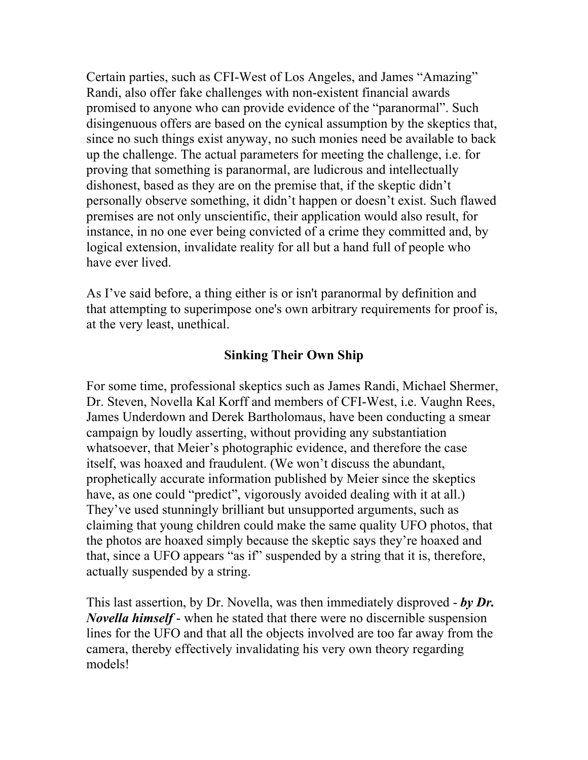Certain parties, such as CFI-West of Los Angeles, and James "Amazing" Randi, also offer fake challenges with non-existent financial awards promised to anyone who can provide evidence of the "paranormal". Such disingenuous offers are based on the cynical assumption by the skeptics that, since no such things exist anyway, no such monies need be available to back up the challenge. The actual parameters for meeting the challenge, i.e. for proving that something is paranormal, are ludicrous and intellectually dishonest, based as they are on the premise that, if the skeptic didn't personally observe something, it didn't happen or doesn't exist. Such flawed premises are not only unscientific, their application would also result, for instance, in no one ever being convicted of a crime they committed and, by logical extension, invalidate reality for all but a hand full of people who have ever lived.

As I've said before, a thing either is or isn't paranormal by definition and that attempting to superimpose one's own arbitrary requirements for proof is, at the very least, unethical.

## Sinking Their Own Ship

For some time, professional skeptics such as James Randi, Michael Shermer, Dr. Steven, Novella Kal Korff and members of CFI-West, i.e. Vaughn Rees, James Underdown and Derek Bartholomaus, have been conducting a smear campaign by loudly asserting, without providing any substantiation whatsoever, that Meier's photographic evidence, and therefore the case itself, was hoaxed and fraudulent. (We won't discuss the abundant, prophetically accurate information published by Meier since the skeptics have, as one could "predict", vigorously avoided dealing with it at all.) They've used stunningly brilliant but unsupported arguments, such as claiming that young children could make the same quality UFO photos, that the photos are hoaxed simply because the skeptic says they're hoaxed and that, since a UFO appears "as if" suspended by a string that it is, therefore, actually suspended by a string.

This last assertion, by Dr. Novella, was then immediately disproved - ***by Dr. Novella himself*** - when he stated that there were no discernible suspension lines for the UFO and that all the objects involved are too far away from the camera, thereby effectively invalidating his very own theory regarding models!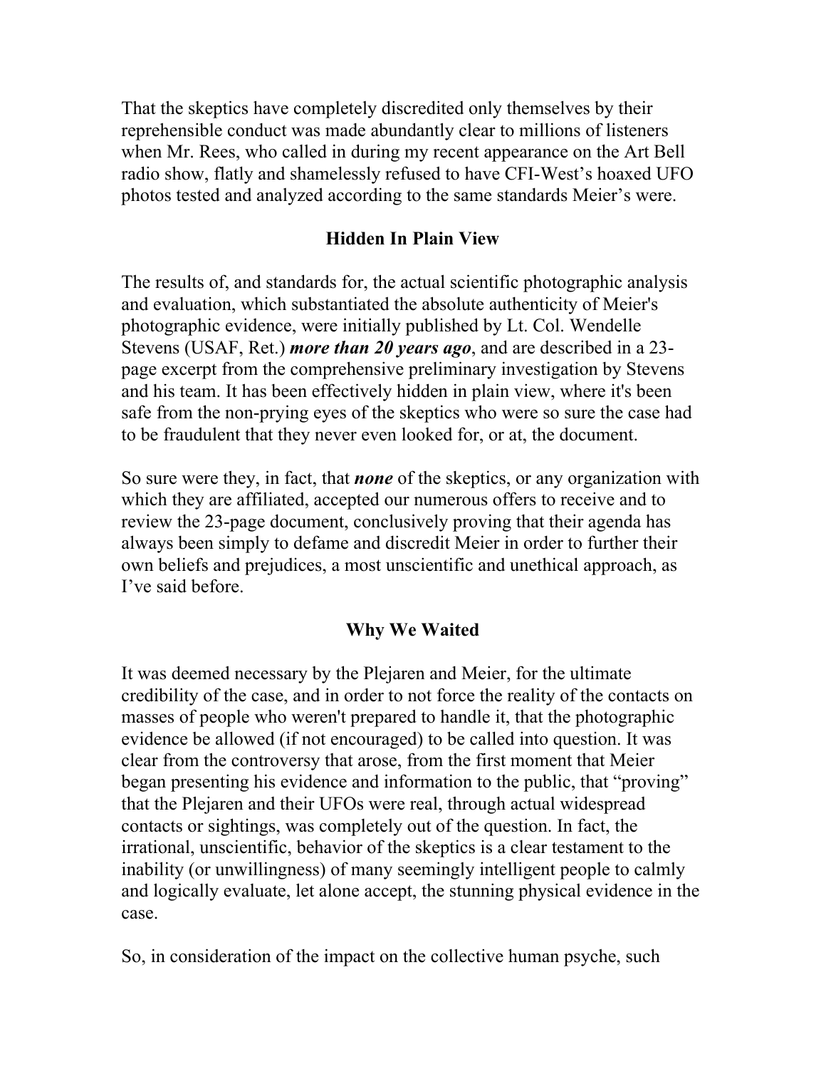That the skeptics have completely discredited only themselves by their reprehensible conduct was made abundantly clear to millions of listeners when Mr. Rees, who called in during my recent appearance on the Art Bell radio show, flatly and shamelessly refused to have CFI-West's hoaxed UFO photos tested and analyzed according to the same standards Meier's were.

## Hidden In Plain View

The results of, and standards for, the actual scientific photographic analysis and evaluation, which substantiated the absolute authenticity of Meier's photographic evidence, were initially published by Lt. Col. Wendelle Stevens (USAF, Ret.) ***more than 20 years ago***, and are described in a 23-page excerpt from the comprehensive preliminary investigation by Stevens and his team. It has been effectively hidden in plain view, where it's been safe from the non-prying eyes of the skeptics who were so sure the case had to be fraudulent that they never even looked for, or at, the document.

So sure were they, in fact, that ***none*** of the skeptics, or any organization with which they are affiliated, accepted our numerous offers to receive and to review the 23-page document, conclusively proving that their agenda has always been simply to defame and discredit Meier in order to further their own beliefs and prejudices, a most unscientific and unethical approach, as I've said before.

## Why We Waited

It was deemed necessary by the Plejaren and Meier, for the ultimate credibility of the case, and in order to not force the reality of the contacts on masses of people who weren't prepared to handle it, that the photographic evidence be allowed (if not encouraged) to be called into question. It was clear from the controversy that arose, from the first moment that Meier began presenting his evidence and information to the public, that "proving" that the Plejaren and their UFOs were real, through actual widespread contacts or sightings, was completely out of the question. In fact, the irrational, unscientific, behavior of the skeptics is a clear testament to the inability (or unwillingness) of many seemingly intelligent people to calmly and logically evaluate, let alone accept, the stunning physical evidence in the case.

So, in consideration of the impact on the collective human psyche, such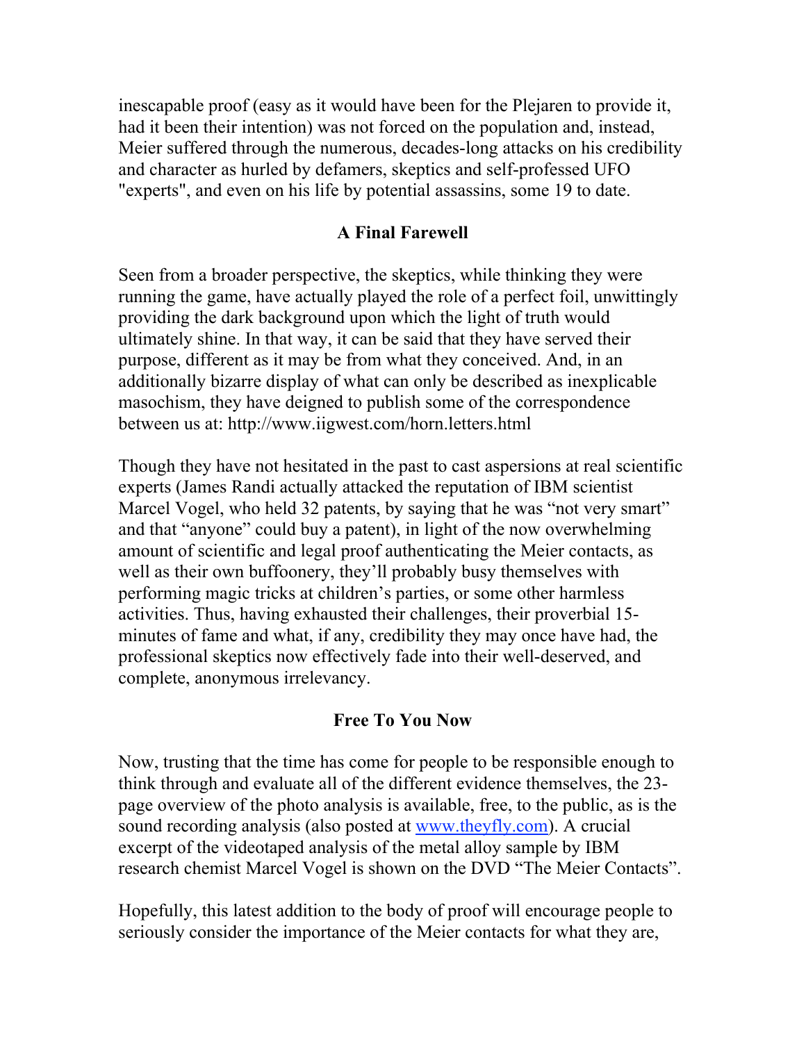inescapable proof (easy as it would have been for the Plejaren to provide it, had it been their intention) was not forced on the population and, instead, Meier suffered through the numerous, decades-long attacks on his credibility and character as hurled by defamers, skeptics and self-professed UFO "experts", and even on his life by potential assassins, some 19 to date.

## A Final Farewell

Seen from a broader perspective, the skeptics, while thinking they were running the game, have actually played the role of a perfect foil, unwittingly providing the dark background upon which the light of truth would ultimately shine. In that way, it can be said that they have served their purpose, different as it may be from what they conceived. And, in an additionally bizarre display of what can only be described as inexplicable masochism, they have deigned to publish some of the correspondence between us at: http://www.iigwest.com/horn.letters.html

Though they have not hesitated in the past to cast aspersions at real scientific experts (James Randi actually attacked the reputation of IBM scientist Marcel Vogel, who held 32 patents, by saying that he was "not very smart" and that "anyone" could buy a patent), in light of the now overwhelming amount of scientific and legal proof authenticating the Meier contacts, as well as their own buffoonery, they'll probably busy themselves with performing magic tricks at children's parties, or some other harmless activities. Thus, having exhausted their challenges, their proverbial 15-minutes of fame and what, if any, credibility they may once have had, the professional skeptics now effectively fade into their well-deserved, and complete, anonymous irrelevancy.

## Free To You Now

Now, trusting that the time has come for people to be responsible enough to think through and evaluate all of the different evidence themselves, the 23-page overview of the photo analysis is available, free, to the public, as is the sound recording analysis (also posted at [www.theyfly.com](http://www.theyfly.com)). A crucial excerpt of the videotaped analysis of the metal alloy sample by IBM research chemist Marcel Vogel is shown on the DVD "The Meier Contacts".

Hopefully, this latest addition to the body of proof will encourage people to seriously consider the importance of the Meier contacts for what they are,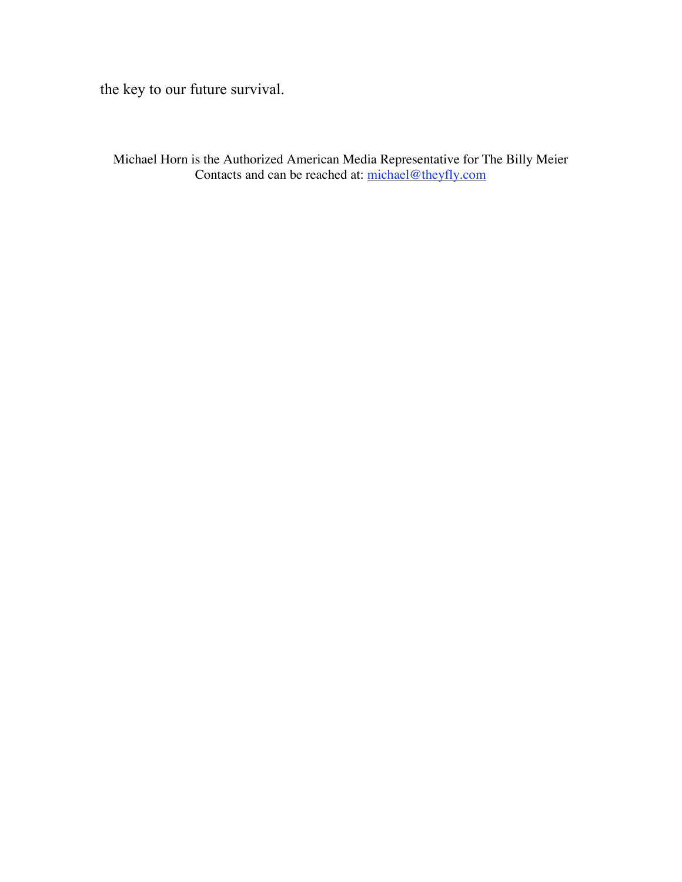the key to our future survival.

Michael Horn is the Authorized American Media Representative for The Billy Meier Contacts and can be reached at: michael@theyfly.com